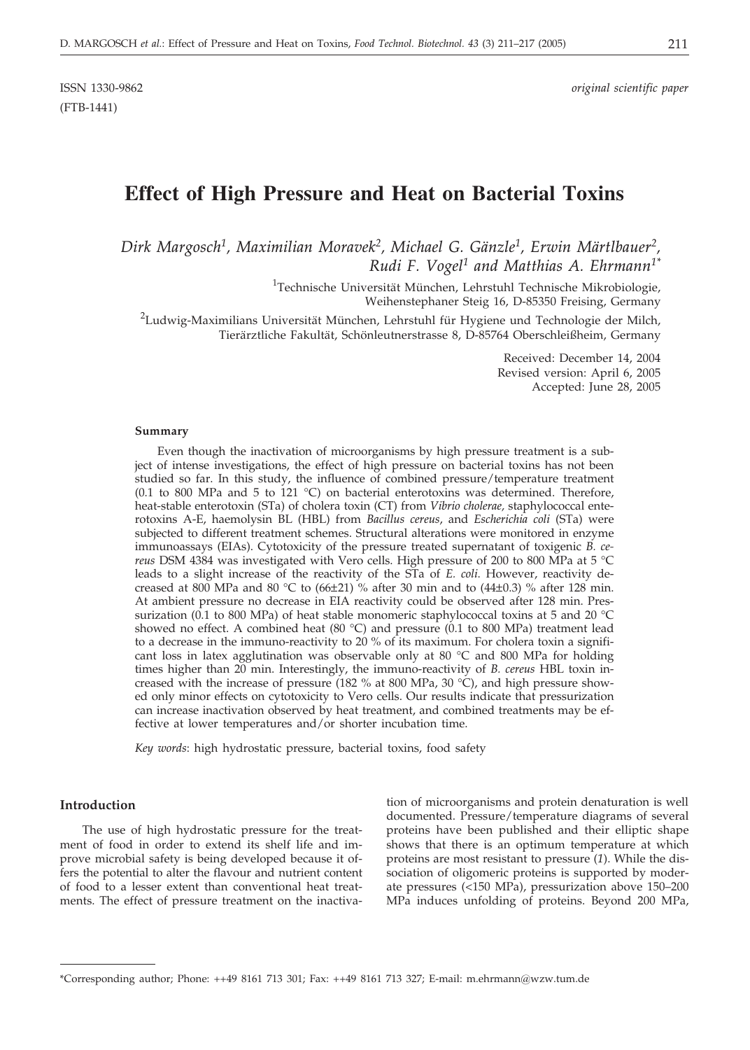ISSN 1330-9862 *original scientific paper*

(FTB-1441)

# Effect of High Pressure and Heat on Bacterial Toxins

*Dirk Margosch[1], Maximilian Moravek[2], Michael G. Gänzle[1], Erwin Märtlbauer[2], Rudi F. Vogel[1] and Matthias A. Ehrmann[1]\**

[1]Technische Universität München, Lehrstuhl Technische Mikrobiologie, Weihenstephaner Steig 16, D-85350 Freising, Germany

[2]Ludwig-Maximilians Universität München, Lehrstuhl für Hygiene und Technologie der Milch, Tierärztliche Fakultät, Schönleutnerstrasse 8, D-85764 Oberschleißheim, Germany

Received: December 14, 2004
Revised version: April 6, 2005
Accepted: June 28, 2005

#### Summary

Even though the inactivation of microorganisms by high pressure treatment is a subject of intense investigations, the effect of high pressure on bacterial toxins has not been studied so far. In this study, the influence of combined pressure/temperature treatment (0.1 to 800 MPa and 5 to 121 °C) on bacterial enterotoxins was determined. Therefore, heat-stable enterotoxin (STa) of cholera toxin (CT) from *Vibrio cholerae,* staphylococcal enterotoxins A-E, haemolysin BL (HBL) from *Bacillus cereus*, and *Escherichia coli* (STa) were subjected to different treatment schemes. Structural alterations were monitored in enzyme immunoassays (EIAs). Cytotoxicity of the pressure treated supernatant of toxigenic *B. cereus* DSM 4384 was investigated with Vero cells. High pressure of 200 to 800 MPa at 5 °C leads to a slight increase of the reactivity of the STa of *E. coli.* However, reactivity decreased at 800 MPa and 80 °C to (66±21) % after 30 min and to (44±0.3) % after 128 min. At ambient pressure no decrease in EIA reactivity could be observed after 128 min. Pressurization (0.1 to 800 MPa) of heat stable monomeric staphylococcal toxins at 5 and 20 °C showed no effect. A combined heat (80 °C) and pressure (0.1 to 800 MPa) treatment lead to a decrease in the immuno-reactivity to 20 % of its maximum. For cholera toxin a significant loss in latex agglutination was observable only at 80 °C and 800 MPa for holding times higher than 20 min. Interestingly, the immuno-reactivity of *B. cereus* HBL toxin increased with the increase of pressure (182 % at 800 MPa, 30 °C), and high pressure showed only minor effects on cytotoxicity to Vero cells. Our results indicate that pressurization can increase inactivation observed by heat treatment, and combined treatments may be effective at lower temperatures and/or shorter incubation time.

*Key words*: high hydrostatic pressure, bacterial toxins, food safety

#### Introduction

The use of high hydrostatic pressure for the treatment of food in order to extend its shelf life and improve microbial safety is being developed because it offers the potential to alter the flavour and nutrient content of food to a lesser extent than conventional heat treatments. The effect of pressure treatment on the inactivation of microorganisms and protein denaturation is well documented. Pressure/temperature diagrams of several proteins have been published and their elliptic shape shows that there is an optimum temperature at which proteins are most resistant to pressure (*1*). While the dissociation of oligomeric proteins is supported by moderate pressures (<150 MPa), pressurization above 150–200 MPa induces unfolding of proteins. Beyond 200 MPa,

\*Corresponding author; Phone: ++49 8161 713 301; Fax: ++49 8161 713 327; E-mail: m.ehrmann@wzw.tum.de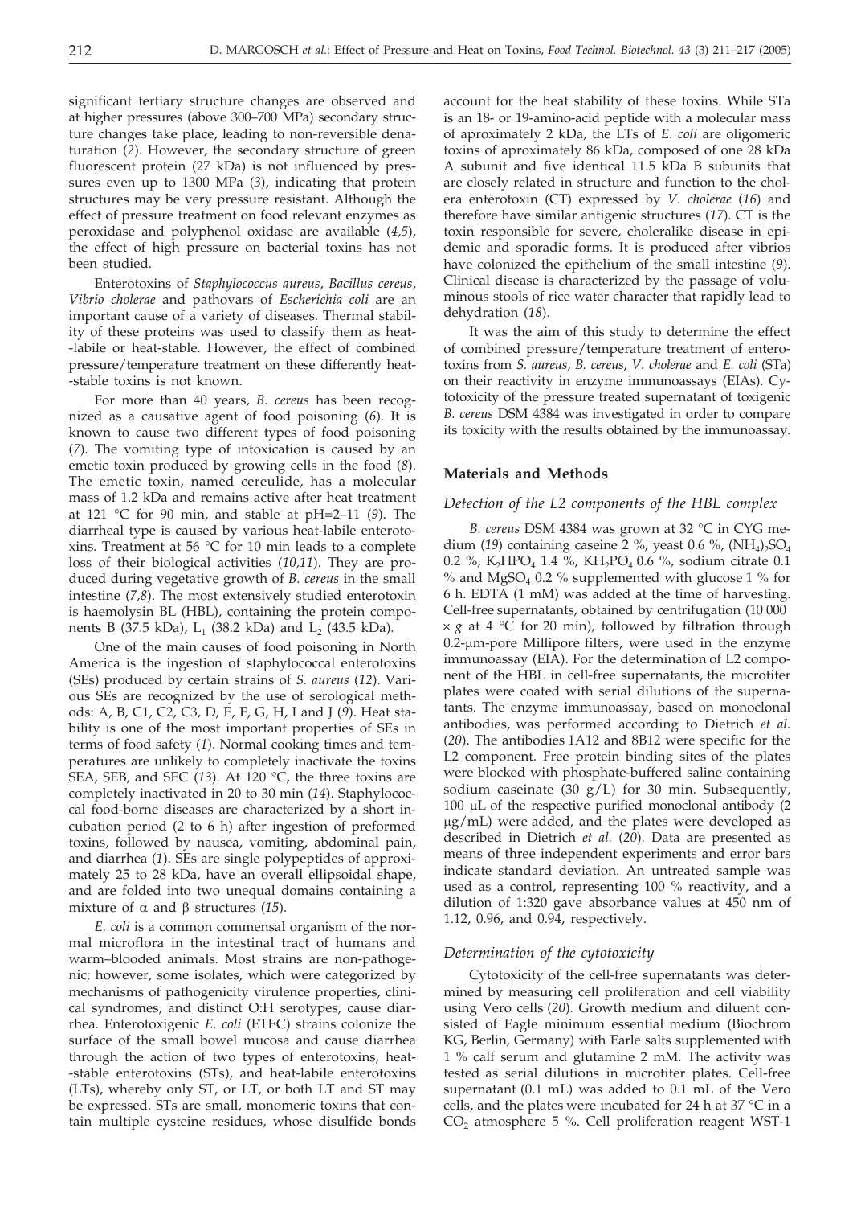significant tertiary structure changes are observed and at higher pressures (above 300–700 MPa) secondary structure changes take place, leading to non-reversible denaturation (*2*). However, the secondary structure of green fluorescent protein (27 kDa) is not influenced by pressures even up to 1300 MPa (*3*), indicating that protein structures may be very pressure resistant. Although the effect of pressure treatment on food relevant enzymes as peroxidase and polyphenol oxidase are available (*4,5*), the effect of high pressure on bacterial toxins has not been studied.

Enterotoxins of *Staphylococcus aureus*, *Bacillus cereus*, *Vibrio cholerae* and pathovars of *Escherichia coli* are an important cause of a variety of diseases. Thermal stability of these proteins was used to classify them as heat-labile or heat-stable. However, the effect of combined pressure/temperature treatment on these differently heat-stable toxins is not known.

For more than 40 years, *B. cereus* has been recognized as a causative agent of food poisoning (*6*). It is known to cause two different types of food poisoning (*7*). The vomiting type of intoxication is caused by an emetic toxin produced by growing cells in the food (*8*). The emetic toxin, named cereulide, has a molecular mass of 1.2 kDa and remains active after heat treatment at 121 °C for 90 min, and stable at pH=2–11 (*9*). The diarrheal type is caused by various heat-labile enterotoxins. Treatment at 56 °C for 10 min leads to a complete loss of their biological activities (*10,11*). They are produced during vegetative growth of *B. cereus* in the small intestine (*7,8*). The most extensively studied enterotoxin is haemolysin BL (HBL), containing the protein components B (37.5 kDa), $L_1$ (38.2 kDa) and $L_2$ (43.5 kDa).

One of the main causes of food poisoning in North America is the ingestion of staphylococcal enterotoxins (SEs) produced by certain strains of *S. aureus* (*12*). Various SEs are recognized by the use of serological methods: A, B, C1, C2, C3, D, E, F, G, H, I and J (*9*). Heat stability is one of the most important properties of SEs in terms of food safety (*1*). Normal cooking times and temperatures are unlikely to completely inactivate the toxins SEA, SEB, and SEC (*13*). At 120 °C, the three toxins are completely inactivated in 20 to 30 min (*14*). Staphylococcal food-borne diseases are characterized by a short incubation period (2 to 6 h) after ingestion of preformed toxins, followed by nausea, vomiting, abdominal pain, and diarrhea (*1*). SEs are single polypeptides of approximately 25 to 28 kDa, have an overall ellipsoidal shape, and are folded into two unequal domains containing a mixture of $\alpha$ and $\beta$ structures (*15*).

*E. coli* is a common commensal organism of the normal microflora in the intestinal tract of humans and warm–blooded animals. Most strains are non-pathogenic; however, some isolates, which were categorized by mechanisms of pathogenicity virulence properties, clinical syndromes, and distinct O:H serotypes, cause diarrhea. Enterotoxigenic *E. coli* (ETEC) strains colonize the surface of the small bowel mucosa and cause diarrhea through the action of two types of enterotoxins, heat-stable enterotoxins (STs), and heat-labile enterotoxins (LTs), whereby only ST, or LT, or both LT and ST may be expressed. STs are small, monomeric toxins that contain multiple cysteine residues, whose disulfide bonds account for the heat stability of these toxins. While STa is an 18- or 19-amino-acid peptide with a molecular mass of aproximately 2 kDa, the LTs of *E. coli* are oligomeric toxins of aproximately 86 kDa, composed of one 28 kDa A subunit and five identical 11.5 kDa B subunits that are closely related in structure and function to the cholera enterotoxin (CT) expressed by *V. cholerae* (*16*) and therefore have similar antigenic structures (*17*). CT is the toxin responsible for severe, choleralike disease in epidemic and sporadic forms. It is produced after vibrios have colonized the epithelium of the small intestine (*9*). Clinical disease is characterized by the passage of voluminous stools of rice water character that rapidly lead to dehydration (*18*).

It was the aim of this study to determine the effect of combined pressure/temperature treatment of enterotoxins from *S. aureus*, *B. cereus*, *V. cholerae* and *E. coli* (STa) on their reactivity in enzyme immunoassays (EIAs). Cytotoxicity of the pressure treated supernatant of toxigenic *B. cereus* DSM 4384 was investigated in order to compare its toxicity with the results obtained by the immunoassay.

## Materials and Methods

### *Detection of the L2 components of the HBL complex*

*B. cereus* DSM 4384 was grown at 32 °C in CYG medium (*19*) containing casein 2 %, yeast 0.6 %, $(NH_4)_2SO_4$ 0.2 %, $K_2HPO_4$ 1.4 %, $KH_2PO_4$ 0.6 %, sodium citrate 0.1 % and $MgSO_4$ 0.2 % supplemented with glucose 1 % for 6 h. EDTA (1 mM) was added at the time of harvesting. Cell-free supernatants, obtained by centrifugation (10 000 × *g* at 4 °C for 20 min), followed by filtration through 0.2-μm-pore Millipore filters, were used in the enzyme immunoassay (EIA). For the determination of L2 component of the HBL in cell-free supernatants, the microtiter plates were coated with serial dilutions of the supernatants. The enzyme immunoassay, based on monoclonal antibodies, was performed according to Dietrich *et al.* (*20*). The antibodies 1A12 and 8B12 were specific for the L2 component. Free protein binding sites of the plates were blocked with phosphate-buffered saline containing sodium caseinate (30 g/L) for 30 min. Subsequently, 100 μL of the respective purified monoclonal antibody (2 μg/mL) were added, and the plates were developed as described in Dietrich *et al.* (*20*). Data are presented as means of three independent experiments and error bars indicate standard deviation. An untreated sample was used as a control, representing 100 % reactivity, and a dilution of 1:320 gave absorbance values at 450 nm of 1.12, 0.96, and 0.94, respectively.

### *Determination of the cytotoxicity*

Cytotoxicity of the cell-free supernatants was determined by measuring cell proliferation and cell viability using Vero cells (*20*). Growth medium and diluent consisted of Eagle minimum essential medium (Biochrom KG, Berlin, Germany) with Earle salts supplemented with 1 % calf serum and glutamine 2 mM. The activity was tested as serial dilutions in microtiter plates. Cell-free supernatant (0.1 mL) was added to 0.1 mL of the Vero cells, and the plates were incubated for 24 h at 37 °C in a $CO_2$ atmosphere 5 %. Cell proliferation reagent WST-1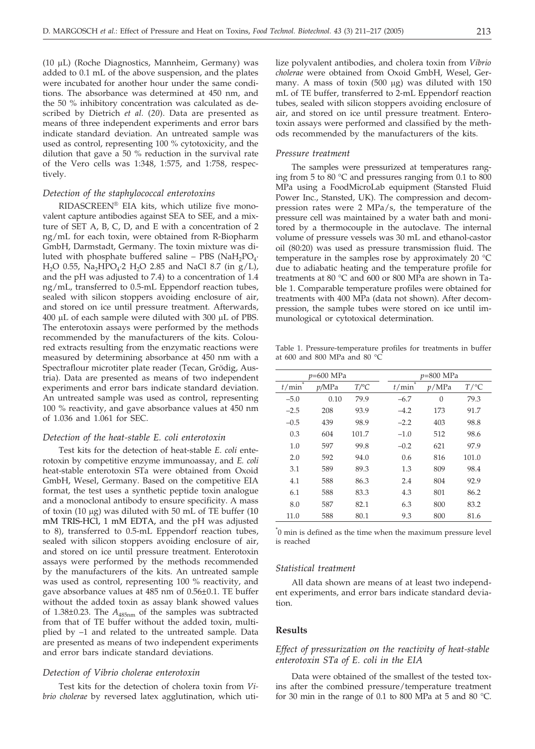(10 μL) (Roche Diagnostics, Mannheim, Germany) was added to 0.1 mL of the above suspension, and the plates were incubated for another hour under the same conditions. The absorbance was determined at 450 nm, and the 50 % inhibitory concentration was calculated as described by Dietrich *et al.* (*20*). Data are presented as means of three independent experiments and error bars indicate standard deviation. An untreated sample was used as control, representing 100 % cytotoxicity, and the dilution that gave a 50 % reduction in the survival rate of the Vero cells was 1:348, 1:575, and 1:758, respectively.

### *Detection of the staphylococcal enterotoxins*

RIDASCREEN® EIA kits, which utilize five monovalent capture antibodies against SEA to SEE, and a mixture of SET A, B, C, D, and E with a concentration of 2 ng/mL for each toxin, were obtained from R-Biopharm GmbH, Darmstadt, Germany. The toxin mixture was diluted with phosphate buffered saline – PBS ($NaH_2PO_4 \cdot H_2O$ 0.55, $Na_2HPO_4 \cdot 2\ H_2O$ 2.85 and NaCl 8.7 (in g/L), and the pH was adjusted to 7.4) to a concentration of 1.4 ng/mL, transferred to 0.5-mL Eppendorf reaction tubes, sealed with silicon stoppers avoiding enclosure of air, and stored on ice until pressure treatment. Afterwards, 400 μL of each sample were diluted with 300 μL of PBS. The enterotoxin assays were performed by the methods recommended by the manufacturers of the kits. Coloured extracts resulting from the enzymatic reactions were measured by determining absorbance at 450 nm with a Spectraflour microtiter plate reader (Tecan, Grödig, Austria). Data are presented as means of two independent experiments and error bars indicate standard deviation. An untreated sample was used as control, representing 100 % reactivity, and gave absorbance values at 450 nm of 1.036 and 1.061 for SEC.

### *Detection of the heat-stable E. coli enterotoxin*

Test kits for the detection of heat-stable *E. coli* enterotoxin by competitive enzyme immunoassay, and *E. coli* heat-stable enterotoxin STa were obtained from Oxoid GmbH, Wesel, Germany. Based on the competitive EIA format, the test uses a synthetic peptide toxin analogue and a monoclonal antibody to ensure specificity. A mass of toxin (10 μg) was diluted with 50 mL of TE buffer (10 mM TRIS-HCl, 1 mM EDTA, and the pH was adjusted to 8), transferred to 0.5-mL Eppendorf reaction tubes, sealed with silicon stoppers avoiding enclosure of air, and stored on ice until pressure treatment. Enterotoxin assays were performed by the methods recommended by the manufacturers of the kits. An untreated sample was used as control, representing 100 % reactivity, and gave absorbance values at 485 nm of 0.56±0.1. TE buffer without the added toxin as assay blank showed values of 1.38±0.23. The $A_{485nm}$ of the samples was subtracted from that of TE buffer without the added toxin, multiplied by –1 and related to the untreated sample. Data are presented as means of two independent experiments and error bars indicate standard deviations.

### *Detection of Vibrio cholerae enterotoxin*

Test kits for the detection of cholera toxin from *Vibrio cholerae* by reversed latex agglutination, which utilize polyvalent antibodies, and cholera toxin from *Vibrio cholerae* were obtained from Oxoid GmbH, Wesel, Germany. A mass of toxin (500 μg) was diluted with 150 mL of TE buffer, transferred to 2-mL Eppendorf reaction tubes, sealed with silicon stoppers avoiding enclosure of air, and stored on ice until pressure treatment. Enterotoxin assays were performed and classified by the methods recommended by the manufacturers of the kits.

### *Pressure treatment*

The samples were pressurized at temperatures ranging from 5 to 80 °C and pressures ranging from 0.1 to 800 MPa using a FoodMicroLab equipment (Stansted Fluid Power Inc., Stansted, UK). The compression and decompression rates were 2 MPa/s, the temperature of the pressure cell was maintained by a water bath and monitored by a thermocouple in the autoclave. The internal volume of pressure vessels was 30 mL and ethanol-castor oil (80:20) was used as pressure transmission fluid. The temperature in the samples rose by approximately 20 °C due to adiabatic heating and the temperature profile for treatments at 80 °C and 600 or 800 MPa are shown in Table 1. Comparable temperature profiles were obtained for treatments with 400 MPa (data not shown). After decompression, the sample tubes were stored on ice until immunological or cytotoxical determination.

Table 1. Pressure-temperature profiles for treatments in buffer at 600 and 800 MPa and 80 °C

| $p$=600 MPa | | | $p$=800 MPa | | |
|---|---|---|---|---|---|
| $t$/min* | $p$/MPa | $T$/°C | $t$/min* | $p$/MPa | $T$/°C |
| –5.0 | 0.10 | 79.9 | –6.7 | 0 | 79.3 |
| –2.5 | 208 | 93.9 | –4.2 | 173 | 91.7 |
| –0.5 | 439 | 98.9 | –2.2 | 403 | 98.8 |
| 0.3 | 604 | 101.7 | –1.0 | 512 | 98.6 |
| 1.0 | 597 | 99.8 | –0.2 | 621 | 97.9 |
| 2.0 | 592 | 94.0 | 0.6 | 816 | 101.0 |
| 3.1 | 589 | 89.3 | 1.3 | 809 | 98.4 |
| 4.1 | 588 | 86.3 | 2.4 | 804 | 92.9 |
| 6.1 | 588 | 83.3 | 4.3 | 801 | 86.2 |
| 8.0 | 587 | 82.1 | 6.3 | 800 | 83.2 |
| 11.0 | 588 | 80.1 | 9.3 | 800 | 81.6 |

*0 min is defined as the time when the maximum pressure level is reached

### *Statistical treatment*

All data shown are means of at least two independent experiments, and error bars indicate standard deviation.

## Results

### *Effect of pressurization on the reactivity of heat-stable enterotoxin STa of E. coli in the EIA*

Data were obtained of the smallest of the tested toxins after the combined pressure/temperature treatment for 30 min in the range of 0.1 to 800 MPa at 5 and 80 °C.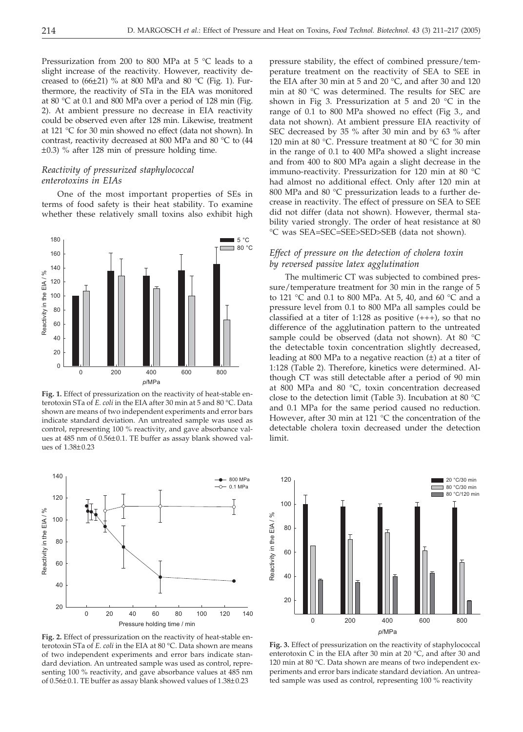Pressurization from 200 to 800 MPa at 5 °C leads to a slight increase of the reactivity. However, reactivity decreased to (66±21) % at 800 MPa and 80 °C (Fig. 1). Furthermore, the reactivity of STa in the EIA was monitored at 80 °C at 0.1 and 800 MPa over a period of 128 min (Fig. 2). At ambient pressure no decrease in EIA reactivity could be observed even after 128 min. Likewise, treatment at 121 °C for 30 min showed no effect (data not shown). In contrast, reactivity decreased at 800 MPa and 80 °C to (44 ±0.3) % after 128 min of pressure holding time.

### *Reactivity of pressurized staphylococcal enterotoxins in EIAs*

One of the most important properties of SEs in terms of food safety is their heat stability. To examine whether these relatively small toxins also exhibit high pressure stability, the effect of combined pressure/temperature treatment on the reactivity of SEA to SEE in the EIA after 30 min at 5 and 20 °C, and after 30 and 120 min at 80 °C was determined. The results for SEC are shown in Fig 3. Pressurization at 5 and 20 °C in the range of 0.1 to 800 MPa showed no effect (Fig 3., and data not shown). At ambient pressure EIA reactivity of SEC decreased by 35 % after 30 min and by 63 % after 120 min at 80 °C. Pressure treatment at 80 °C for 30 min in the range of 0.1 to 400 MPa showed a slight increase and from 400 to 800 MPa again a slight decrease in the immuno-reactivity. Pressurization for 120 min at 80 °C had almost no additional effect. Only after 120 min at 800 MPa and 80 °C pressurization leads to a further decrease in reactivity. The effect of pressure on SEA to SEE did not differ (data not shown). However, thermal stability varied strongly. The order of heat resistance at 80 °C was SEA=SEC=SEE>SED>SEB (data not shown).

**Fig. 1.** Effect of pressurization on the reactivity of heat-stable enterotoxin STa of *E. coli* in the EIA after 30 min at 5 and 80 °C. Data shown are means of two independent experiments and error bars indicate standard deviation. An untreated sample was used as control, representing 100 % reactivity, and gave absorbance values at 485 nm of 0.56±0.1. TE buffer as assay blank showed values of 1.38±0.23

### *Effect of pressure on the detection of cholera toxin by reversed passive latex agglutination*

The multimeric CT was subjected to combined pressure/temperature treatment for 30 min in the range of 5 to 121 °C and 0.1 to 800 MPa. At 5, 40, and 60 °C and a pressure level from 0.1 to 800 MPa all samples could be classified at a titer of 1:128 as positive (+++), so that no difference of the agglutination pattern to the untreated sample could be observed (data not shown). At 80 °C the detectable toxin concentration slightly decreased, leading at 800 MPa to a negative reaction (±) at a titer of 1:128 (Table 2). Therefore, kinetics were determined. Although CT was still detectable after a period of 90 min at 800 MPa and 80 °C, toxin concentration decreased close to the detection limit (Table 3). Incubation at 80 °C and 0.1 MPa for the same period caused no reduction. However, after 30 min at 121 °C the concentration of the detectable cholera toxin decreased under the detection limit.

**Fig. 2.** Effect of pressurization on the reactivity of heat-stable enterotoxin STa of *E. coli* in the EIA at 80 °C. Data shown are means of two independent experiments and error bars indicate standard deviation. An untreated sample was used as control, representing 100 % reactivity, and gave absorbance values at 485 nm of 0.56±0.1. TE buffer as assay blank showed values of 1.38±0.23

**Fig. 3.** Effect of pressurization on the reactivity of staphylococcal enterotoxin C in the EIA after 30 min at 20 °C, and after 30 and 120 min at 80 °C. Data shown are means of two independent experiments and error bars indicate standard deviation. An untreated sample was used as control, representing 100 % reactivity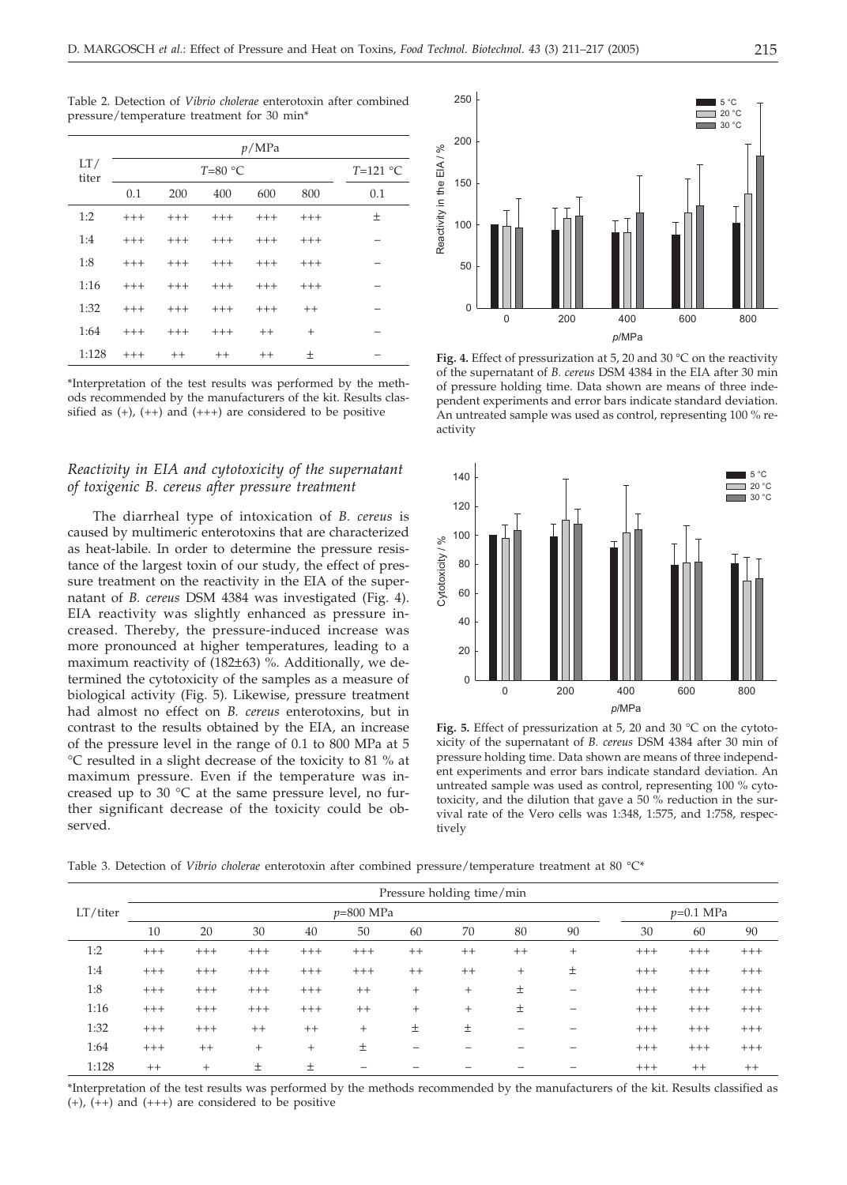Table 2. Detection of *Vibrio cholerae* enterotoxin after combined pressure/temperature treatment for 30 min*

| LT/titer | $p$/MPa | | | | | |
|---|---|---|---|---|---|---|
| | $T$=80 °C | | | | | $T$=121 °C |
| | 0.1 | 200 | 400 | 600 | 800 | 0.1 |
| 1:2 | +++ | +++ | +++ | +++ | +++ | ± |
| 1:4 | +++ | +++ | +++ | +++ | +++ | – |
| 1:8 | +++ | +++ | +++ | +++ | +++ | – |
| 1:16 | +++ | +++ | +++ | +++ | +++ | – |
| 1:32 | +++ | +++ | +++ | +++ | ++ | – |
| 1:64 | +++ | +++ | +++ | ++ | + | – |
| 1:128 | +++ | ++ | ++ | ++ | ± | – |

*Interpretation of the test results was performed by the methods recommended by the manufacturers of the kit. Results classified as (+), (++) and (+++) are considered to be positive

### *Reactivity in EIA and cytotoxicity of the supernatant of toxigenic B. cereus after pressure treatment*

The diarrheal type of intoxication of *B. cereus* is caused by multimeric enterotoxins that are characterized as heat-labile. In order to determine the pressure resistance of the largest toxin of our study, the effect of pressure treatment on the reactivity in the EIA of the supernatant of *B. cereus* DSM 4384 was investigated (Fig. 4). EIA reactivity was slightly enhanced as pressure increased. Thereby, the pressure-induced increase was more pronounced at higher temperatures, leading to a maximum reactivity of (182±63) %. Additionally, we determined the cytotoxicity of the samples as a measure of biological activity (Fig. 5). Likewise, pressure treatment had almost no effect on *B. cereus* enterotoxins, but in contrast to the results obtained by the EIA, an increase of the pressure level in the range of 0.1 to 800 MPa at 5 °C resulted in a slight decrease of the toxicity to 81 % at maximum pressure. Even if the temperature was increased up to 30 °C at the same pressure level, no further significant decrease of the toxicity could be observed.

**Fig. 4.** Effect of pressurization at 5, 20 and 30 °C on the reactivity of the supernatant of *B. cereus* DSM 4384 in the EIA after 30 min of pressure holding time. Data shown are means of three independent experiments and error bars indicate standard deviation. An untreated sample was used as control, representing 100 % reactivity

**Fig. 5.** Effect of pressurization at 5, 20 and 30 °C on the cytotoxicity of the supernatant of *B. cereus* DSM 4384 after 30 min of pressure holding time. Data shown are means of three independent experiments and error bars indicate standard deviation. An untreated sample was used as control, representing 100 % cytotoxicity, and the dilution that gave a 50 % reduction in the survival rate of the Vero cells was 1:348, 1:575, and 1:758, respectively

Table 3. Detection of *Vibrio cholerae* enterotoxin after combined pressure/temperature treatment at 80 °C*

| LT/titer | Pressure holding time/min | | | | | | | | | | | |
|---|---|---|---|---|---|---|---|---|---|---|---|---|
| | $p$=800 MPa | | | | | | | | | $p$=0.1 MPa | | |
| | 10 | 20 | 30 | 40 | 50 | 60 | 70 | 80 | 90 | 30 | 60 | 90 |
| 1:2 | +++ | +++ | +++ | +++ | +++ | ++ | ++ | ++ | + | +++ | +++ | +++ |
| 1:4 | +++ | +++ | +++ | +++ | +++ | ++ | ++ | + | ± | +++ | +++ | +++ |
| 1:8 | +++ | +++ | +++ | +++ | ++ | + | + | ± | – | +++ | +++ | +++ |
| 1:16 | +++ | +++ | +++ | +++ | ++ | + | + | ± | – | +++ | +++ | +++ |
| 1:32 | +++ | +++ | ++ | ++ | + | ± | ± | – | – | +++ | +++ | +++ |
| 1:64 | +++ | ++ | + | + | ± | – | – | – | – | +++ | +++ | +++ |
| 1:128 | ++ | + | ± | ± | – | – | – | – | – | +++ | ++ | ++ |

*Interpretation of the test results was performed by the methods recommended by the manufacturers of the kit. Results classified as (+), (++) and (+++) are considered to be positive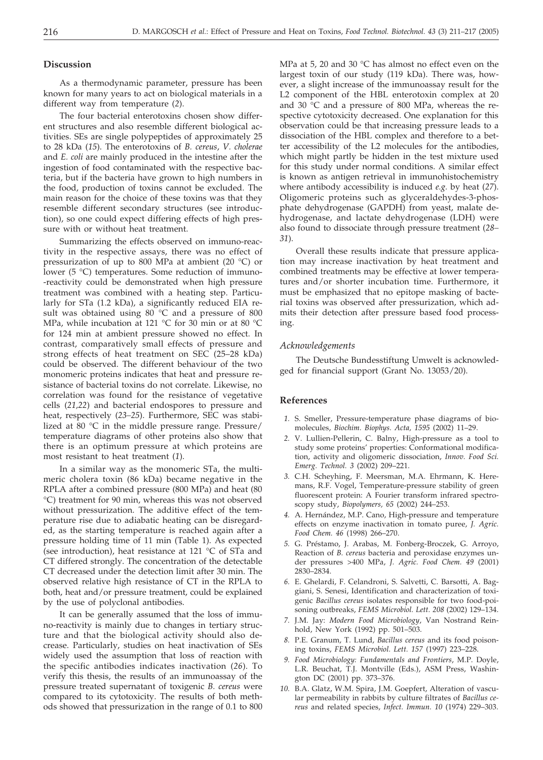## Discussion

As a thermodynamic parameter, pressure has been known for many years to act on biological materials in a different way from temperature (*2*).

The four bacterial enterotoxins chosen show different structures and also resemble different biological activities. SEs are single polypeptides of approximately 25 to 28 kDa (*15*). The enterotoxins of *B. cereus*, *V. cholerae* and *E. coli* are mainly produced in the intestine after the ingestion of food contaminated with the respective bacteria, but if the bacteria have grown to high numbers in the food, production of toxins cannot be excluded. The main reason for the choice of these toxins was that they resemble different secondary structures (see introduction), so one could expect differing effects of high pressure with or without heat treatment.

Summarizing the effects observed on immuno-reactivity in the respective assays, there was no effect of pressurization of up to 800 MPa at ambient (20 °C) or lower (5 °C) temperatures. Some reduction of immuno-reactivity could be demonstrated when high pressure treatment was combined with a heating step. Particularly for STa (1.2 kDa), a significantly reduced EIA result was obtained using 80 °C and a pressure of 800 MPa, while incubation at 121 °C for 30 min or at 80 °C for 124 min at ambient pressure showed no effect. In contrast, comparatively small effects of pressure and strong effects of heat treatment on SEC (25–28 kDa) could be observed. The different behaviour of the two monomeric proteins indicates that heat and pressure resistance of bacterial toxins do not correlate. Likewise, no correlation was found for the resistance of vegetative cells (*21,22*) and bacterial endospores to pressure and heat, respectively (*23–25*). Furthermore, SEC was stabilized at 80 °C in the middle pressure range. Pressure/temperature diagrams of other proteins also show that there is an optimum pressure at which proteins are most resistant to heat treatment (*1*).

In a similar way as the monomeric STa, the multimeric cholera toxin (86 kDa) became negative in the RPLA after a combined pressure (800 MPa) and heat (80 °C) treatment for 90 min, whereas this was not observed without pressurization. The additive effect of the temperature rise due to adiabatic heating can be disregarded, as the starting temperature is reached again after a pressure holding time of 11 min (Table 1). As expected (see introduction), heat resistance at 121 °C of STa and CT differed strongly. The concentration of the detectable CT decreased under the detection limit after 30 min. The observed relative high resistance of CT in the RPLA to both, heat and/or pressure treatment, could be explained by the use of polyclonal antibodies.

It can be generally assumed that the loss of immuno-reactivity is mainly due to changes in tertiary structure and that the biological activity should also decrease. Particularly, studies on heat inactivation of SEs widely used the assumption that loss of reaction with the specific antibodies indicates inactivation (*26*). To verify this thesis, the results of an immunoassay of the pressure treated supernatant of toxigenic *B. cereus* were compared to its cytotoxicity. The results of both methods showed that pressurization in the range of 0.1 to 800 MPa at 5, 20 and 30 °C has almost no effect even on the largest toxin of our study (119 kDa). There was, however, a slight increase of the immunoassay result for the L2 component of the HBL enterotoxin complex at 20 and 30 °C and a pressure of 800 MPa, whereas the respective cytotoxicity decreased. One explanation for this observation could be that increasing pressure leads to a dissociation of the HBL complex and therefore to a better accessibility of the L2 molecules for the antibodies, which might partly be hidden in the test mixture used for this study under normal conditions. A similar effect is known as antigen retrieval in immunohistochemistry where antibody accessibility is induced *e.g.* by heat (*27*). Oligomeric proteins such as glyceraldehydes-3-phosphate dehydrogenase (GAPDH) from yeast, malate dehydrogenase, and lactate dehydrogenase (LDH) were also found to dissociate through pressure treatment (*28–31*).

Overall these results indicate that pressure application may increase inactivation by heat treatment and combined treatments may be effective at lower temperatures and/or shorter incubation time. Furthermore, it must be emphasized that no epitope masking of bacterial toxins was observed after pressurization, which admits their detection after pressure based food processing.

### *Acknowledgements*

The Deutsche Bundesstiftung Umwelt is acknowledged for financial support (Grant No. 13053/20).

## References

1. S. Smeller, Pressure-temperature phase diagrams of biomolecules, *Biochim. Biophys. Acta, 1595* (2002) 11–29.
2. V. Lullien-Pellerin, C. Balny, High-pressure as a tool to study some proteins' properties: Conformational modification, activity and oligomeric dissociation, *Innov. Food Sci. Emerg. Technol. 3* (2002) 209–221.
3. C.H. Scheyhing, F. Meersman, M.A. Ehrmann, K. Heremans, R.F. Vogel, Temperature-pressure stability of green fluorescent protein: A Fourier transform infrared spectroscopy study, *Biopolymers, 65* (2002) 244–253.
4. A. Hernández, M.P. Cano, High-pressure and temperature effects on enzyme inactivation in tomato puree, *J. Agric. Food Chem. 46* (1998) 266–270.
5. G. Préstamo, J. Arabas, M. Fonberg-Broczek, G. Arroyo, Reaction of *B. cereus* bacteria and peroxidase enzymes under pressures >400 MPa, *J. Agric. Food Chem. 49* (2001) 2830–2834.
6. E. Ghelardi, F. Celandroni, S. Salvetti, C. Barsotti, A. Baggiani, S. Senesi, Identification and characterization of toxigenic *Bacillus cereus* isolates responsible for two food-poisoning outbreaks, *FEMS Microbiol. Lett. 208* (2002) 129–134.
7. J.M. Jay: *Modern Food Microbiology*, Van Nostrand Reinhold, New York (1992) pp. 501–503.
8. P.E. Granum, T. Lund, *Bacillus cereus* and its food poisoning toxins, *FEMS Microbiol. Lett. 157* (1997) 223–228.
9. *Food Microbiology: Fundamentals and Frontiers*, M.P. Doyle, L.R. Beuchat, T.J. Montville (Eds.), ASM Press, Washington DC (2001) pp. 373–376.
10. B.A. Glatz, W.M. Spira, J.M. Goepfert, Alteration of vascular permeability in rabbits by culture filtrates of *Bacillus cereus* and related species, *Infect. Immun. 10* (1974) 229–303.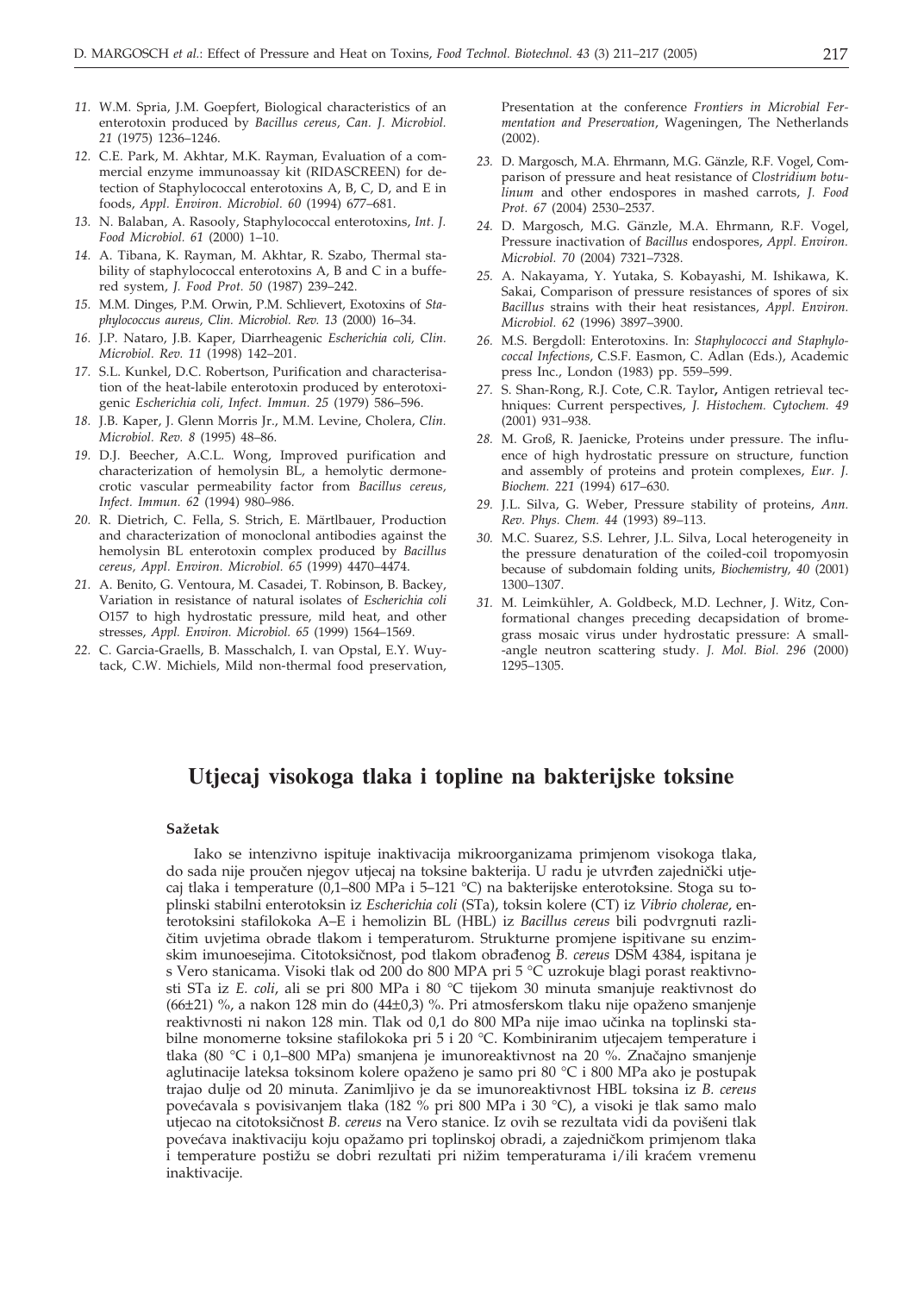11. W.M. Spria, J.M. Goepfert, Biological characteristics of an enterotoxin produced by *Bacillus cereus*, *Can. J. Microbiol. 21* (1975) 1236–1246.
12. C.E. Park, M. Akhtar, M.K. Rayman, Evaluation of a commercial enzyme immunoassay kit (RIDASCREEN) for detection of Staphylococcal enterotoxins A, B, C, D, and E in foods, *Appl. Environ. Microbiol. 60* (1994) 677–681.
13. N. Balaban, A. Rasooly, Staphylococcal enterotoxins, *Int. J. Food Microbiol. 61* (2000) 1–10.
14. A. Tibana, K. Rayman, M. Akhtar, R. Szabo, Thermal stability of staphylococcal enterotoxins A, B and C in a buffered system, *J. Food Prot. 50* (1987) 239–242.
15. M.M. Dinges, P.M. Orwin, P.M. Schlievert, Exotoxins of *Staphylococcus aureus*, *Clin. Microbiol. Rev. 13* (2000) 16–34.
16. J.P. Nataro, J.B. Kaper, Diarrheagenic *Escherichia coli*, *Clin. Microbiol. Rev. 11* (1998) 142–201.
17. S.L. Kunkel, D.C. Robertson, Purification and characterisation of the heat-labile enterotoxin produced by enterotoxigenic *Escherichia coli*, *Infect. Immun. 25* (1979) 586–596.
18. J.B. Kaper, J. Glenn Morris Jr., M.M. Levine, Cholera, *Clin. Microbiol. Rev. 8* (1995) 48–86.
19. D.J. Beecher, A.C.L. Wong, Improved purification and characterization of hemolysin BL, a hemolytic dermonecrotic vascular permeability factor from *Bacillus cereus*, *Infect. Immun. 62* (1994) 980–986.
20. R. Dietrich, C. Fella, S. Strich, E. Märtlbauer, Production and characterization of monoclonal antibodies against the hemolysin BL enterotoxin complex produced by *Bacillus cereus*, *Appl. Environ. Microbiol. 65* (1999) 4470–4474.
21. A. Benito, G. Ventoura, M. Casadei, T. Robinson, B. Backey, Variation in resistance of natural isolates of *Escherichia coli* O157 to high hydrostatic pressure, mild heat, and other stresses, *Appl. Environ. Microbiol. 65* (1999) 1564–1569.
22. C. Garcia-Graells, B. Masschalch, I. van Opstal, E.Y. Wuytack, C.W. Michiels, Mild non-thermal food preservation, Presentation at the conference *Frontiers in Microbial Fermentation and Preservation*, Wageningen, The Netherlands (2002).
23. D. Margosch, M.A. Ehrmann, M.G. Gänzle, R.F. Vogel, Comparison of pressure and heat resistance of *Clostridium botulinum* and other endospores in mashed carrots, *J. Food Prot. 67* (2004) 2530–2537.
24. D. Margosch, M.G. Gänzle, M.A. Ehrmann, R.F. Vogel, Pressure inactivation of *Bacillus* endospores, *Appl. Environ. Microbiol. 70* (2004) 7321–7328.
25. A. Nakayama, Y. Yutaka, S. Kobayashi, M. Ishikawa, K. Sakai, Comparison of pressure resistances of spores of six *Bacillus* strains with their heat resistances, *Appl. Environ. Microbiol. 62* (1996) 3897–3900.
26. M.S. Bergdoll: Enterotoxins. In: *Staphylococci and Staphylococcal Infections*, C.S.F. Easmon, C. Adlan (Eds.), Academic press Inc., London (1983) pp. 559–599.
27. S. Shan-Rong, R.J. Cote, C.R. Taylor, Antigen retrieval techniques: Current perspectives, *J. Histochem. Cytochem. 49* (2001) 931–938.
28. M. Groß, R. Jaenicke, Proteins under pressure. The influence of high hydrostatic pressure on structure, function and assembly of proteins and protein complexes, *Eur. J. Biochem. 221* (1994) 617–630.
29. J.L. Silva, G. Weber, Pressure stability of proteins, *Ann. Rev. Phys. Chem. 44* (1993) 89–113.
30. M.C. Suarez, S.S. Lehrer, J.L. Silva, Local heterogeneity in the pressure denaturation of the coiled-coil tropomyosin because of subdomain folding units, *Biochemistry, 40* (2001) 1300–1307.
31. M. Leimkühler, A. Goldbeck, M.D. Lechner, J. Witz, Conformational changes preceding decapsidation of bromegrass mosaic virus under hydrostatic pressure: A small-angle neutron scattering study. *J. Mol. Biol. 296* (2000) 1295–1305.

# Utjecaj visokoga tlaka i topline na bakterijske toksine

### Sažetak

Iako se intenzivno ispituje inaktivacija mikroorganizama primjenom visokoga tlaka, do sada nije proučen njegov utjecaj na toksine bakterija. U radu je utvrđen zajednički utjecaj tlaka i temperature (0,1–800 MPa i 5–121 °C) na bakterijske enterotoksine. Stoga su toplinski stabilni enterotoksin iz *Escherichia coli* (STa), toksin kolere (CT) iz *Vibrio cholerae*, enterotoksini stafilokoka A–E i hemolizin BL (HBL) iz *Bacillus cereus* bili podvrgnuti različitim uvjetima obrade tlakom i temperaturom. Strukturne promjene ispitivane su enzimskim imunoesejima. Citotoksičnost, pod tlakom obrađenog *B. cereus* DSM 4384, ispitana je s Vero stanicama. Visoki tlak od 200 do 800 MPA pri 5 °C uzrokuje blagi porast reaktivnosti STa iz *E. coli*, ali se pri 800 MPa i 80 °C tijekom 30 minuta smanjuje reaktivnost do (66±21) %, a nakon 128 min do (44±0,3) %. Pri atmosferskom tlaku nije opaženo smanjenje reaktivnosti ni nakon 128 min. Tlak od 0,1 do 800 MPa nije imao učinka na toplinski stabilne monomerne toksine stafilokoka pri 5 i 20 °C. Kombiniranim utjecajem temperature i tlaka (80 °C i 0,1–800 MPa) smanjena je imunoreaktivnost na 20 %. Značajno smanjenje aglutinacije lateksa toksinom kolere opaženo je samo pri 80 °C i 800 MPa ako je postupak trajao dulje od 20 minuta. Zanimljivo je da se imunoreaktivnost HBL toksina iz *B. cereus* povećavala s povisivanjem tlaka (182 % pri 800 MPa i 30 °C), a visoki je tlak samo malo utjecao na citotoksičnost *B. cereus* na Vero stanice. Iz ovih se rezultata vidi da povišeni tlak povećava inaktivaciju koju opažamo pri toplinskoj obradi, a zajedničkom primjenom tlaka i temperature postižu se dobri rezultati pri nižim temperaturama i/ili kraćem vremenu inaktivacije.